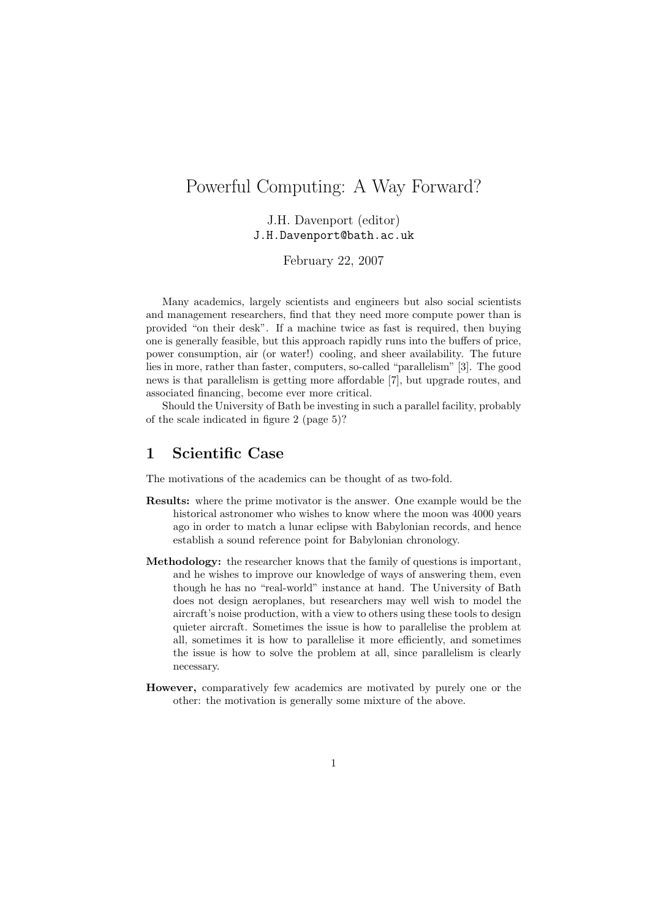# Powerful Computing: A Way Forward?

J.H. Davenport (editor)
J.H.Davenport@bath.ac.uk

February 22, 2007

Many academics, largely scientists and engineers but also social scientists and management researchers, find that they need more compute power than is provided "on their desk". If a machine twice as fast is required, then buying one is generally feasible, but this approach rapidly runs into the buffers of price, power consumption, air (or water!) cooling, and sheer availability. The future lies in more, rather than faster, computers, so-called "parallelism" [3]. The good news is that parallelism is getting more affordable [7], but upgrade routes, and associated financing, become ever more critical.

Should the University of Bath be investing in such a parallel facility, probably of the scale indicated in figure 2 (page 5)?

## 1 Scientific Case

The motivations of the academics can be thought of as two-fold.

**Results:** where the prime motivator is the answer. One example would be the historical astronomer who wishes to know where the moon was 4000 years ago in order to match a lunar eclipse with Babylonian records, and hence establish a sound reference point for Babylonian chronology.

**Methodology:** the researcher knows that the family of questions is important, and he wishes to improve our knowledge of ways of answering them, even though he has no "real-world" instance at hand. The University of Bath does not design aeroplanes, but researchers may well wish to model the aircraft's noise production, with a view to others using these tools to design quieter aircraft. Sometimes the issue is how to parallelise the problem at all, sometimes it is how to parallelise it more efficiently, and sometimes the issue is how to solve the problem at all, since parallelism is clearly necessary.

**However,** comparatively few academics are motivated by purely one or the other: the motivation is generally some mixture of the above.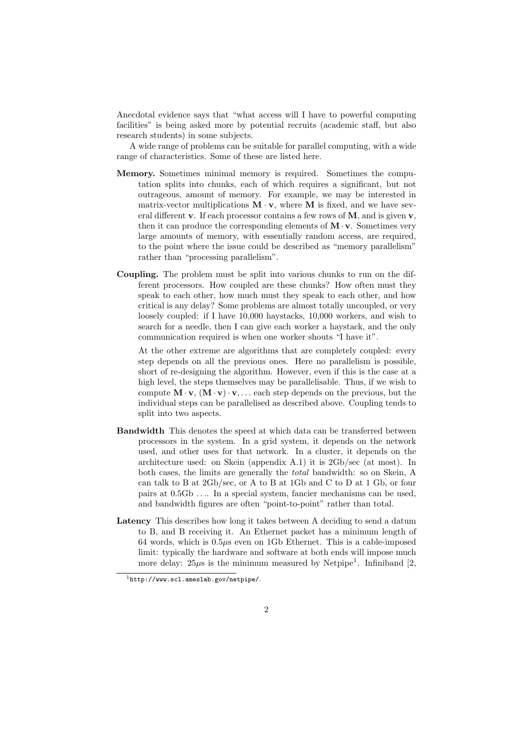Anecdotal evidence says that "what access will I have to powerful computing facilities" is being asked more by potential recruits (academic staff, but also research students) in some subjects.

A wide range of problems can be suitable for parallel computing, with a wide range of characteristics. Some of these are listed here.

**Memory.** Sometimes minimal memory is required. Sometimes the computation splits into chunks, each of which requires a significant, but not outrageous, amount of memory. For example, we may be interested in matrix-vector multiplications $\mathbf{M} \cdot \mathbf{v}$, where $\mathbf{M}$ is fixed, and we have several different $\mathbf{v}$. If each processor contains a few rows of $\mathbf{M}$, and is given $\mathbf{v}$, then it can produce the corresponding elements of $\mathbf{M} \cdot \mathbf{v}$. Sometimes very large amounts of memory, with essentially random access, are required, to the point where the issue could be described as "memory parallelism" rather than "processing parallelism".

**Coupling.** The problem must be split into various chunks to run on the different processors. How coupled are these chunks? How often must they speak to each other, how much must they speak to each other, and how critical is any delay? Some problems are almost totally uncoupled, or very loosely coupled: if I have 10,000 haystacks, 10,000 workers, and wish to search for a needle, then I can give each worker a haystack, and the only communication required is when one worker shouts "I have it".

At the other extreme are algorithms that are completely coupled: every step depends on all the previous ones. Here no parallelism is possible, short of re-designing the algorithm. However, even if this is the case at a high level, the steps themselves may be parallelisable. Thus, if we wish to compute $\mathbf{M} \cdot \mathbf{v}$, $(\mathbf{M} \cdot \mathbf{v}) \cdot \mathbf{v}, \ldots$ each step depends on the previous, but the individual steps can be parallelised as described above. Coupling tends to split into two aspects.

**Bandwidth** This denotes the speed at which data can be transferred between processors in the system. In a grid system, it depends on the network used, and other uses for that network. In a cluster, it depends on the architecture used: on Skein (appendix A.1) it is 2Gb/sec (at most). In both cases, the limits are generally the *total* bandwidth: so on Skein, A can talk to B at 2Gb/sec, or A to B at 1Gb and C to D at 1 Gb, or four pairs at 0.5Gb .... In a special system, fancier mechanisms can be used, and bandwidth figures are often "point-to-point" rather than total.

**Latency** This describes how long it takes between A deciding to send a datum to B, and B receiving it. An Ethernet packet has a minimum length of 64 words, which is $0.5\mu s$ even on 1Gb Ethernet. This is a cable-imposed limit: typically the hardware and software at both ends will impose much more delay: $25\mu s$ is the minimum measured by Netpipe[1]. Infiniband [2,

[1] http://www.scl.ameslab.gov/netpipe/.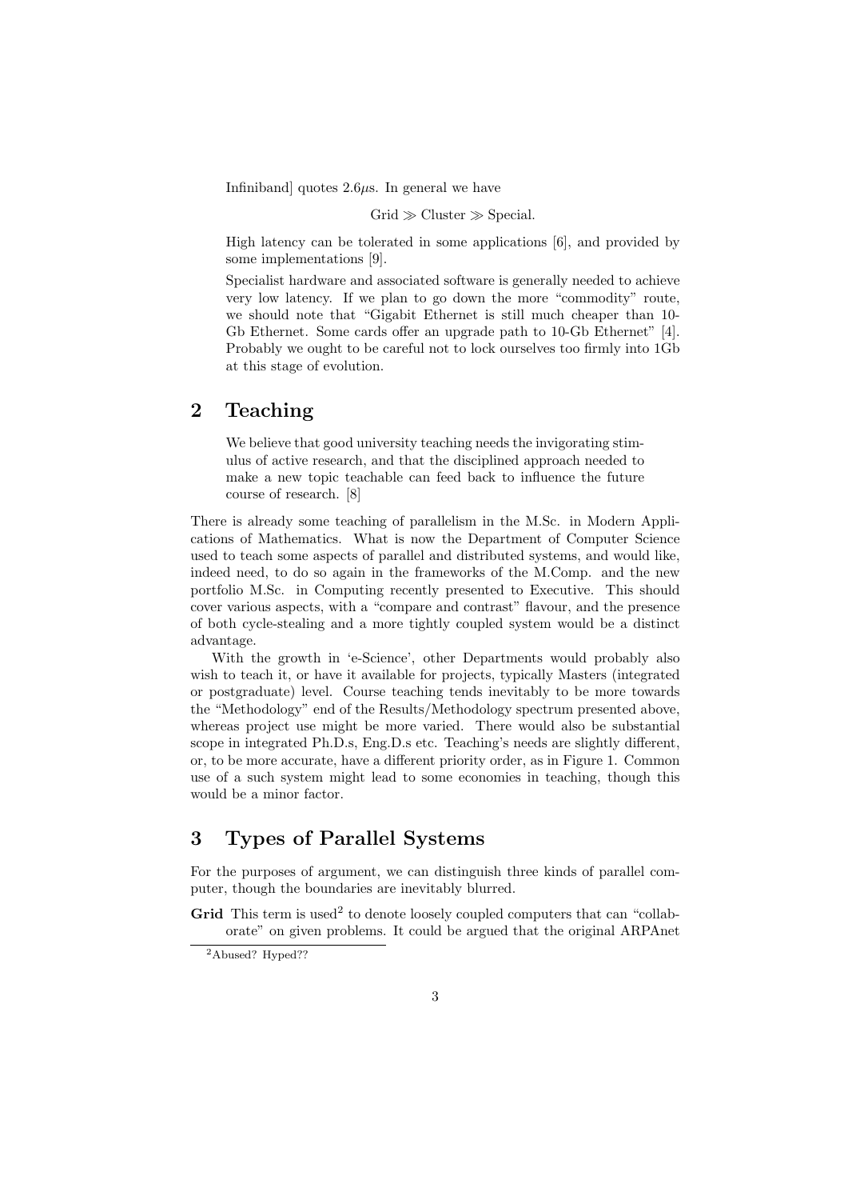Infiniband] quotes 2.6$\mu$s. In general we have

$$\text{Grid} \gg \text{Cluster} \gg \text{Special}.$$

High latency can be tolerated in some applications [6], and provided by some implementations [9].

Specialist hardware and associated software is generally needed to achieve very low latency. If we plan to go down the more "commodity" route, we should note that "Gigabit Ethernet is still much cheaper than 10-Gb Ethernet. Some cards offer an upgrade path to 10-Gb Ethernet" [4]. Probably we ought to be careful not to lock ourselves too firmly into 1Gb at this stage of evolution.

## 2 Teaching

> We believe that good university teaching needs the invigorating stimulus of active research, and that the disciplined approach needed to make a new topic teachable can feed back to influence the future course of research. [8]

There is already some teaching of parallelism in the M.Sc. in Modern Applications of Mathematics. What is now the Department of Computer Science used to teach some aspects of parallel and distributed systems, and would like, indeed need, to do so again in the frameworks of the M.Comp. and the new portfolio M.Sc. in Computing recently presented to Executive. This should cover various aspects, with a "compare and contrast" flavour, and the presence of both cycle-stealing and a more tightly coupled system would be a distinct advantage.

With the growth in 'e-Science', other Departments would probably also wish to teach it, or have it available for projects, typically Masters (integrated or postgraduate) level. Course teaching tends inevitably to be more towards the "Methodology" end of the Results/Methodology spectrum presented above, whereas project use might be more varied. There would also be substantial scope in integrated Ph.D.s, Eng.D.s etc. Teaching's needs are slightly different, or, to be more accurate, have a different priority order, as in Figure 1. Common use of a such system might lead to some economies in teaching, though this would be a minor factor.

## 3 Types of Parallel Systems

For the purposes of argument, we can distinguish three kinds of parallel computer, though the boundaries are inevitably blurred.

**Grid** This term is used[2] to denote loosely coupled computers that can "collaborate" on given problems. It could be argued that the original ARPAnet

[2] Abused? Hyped??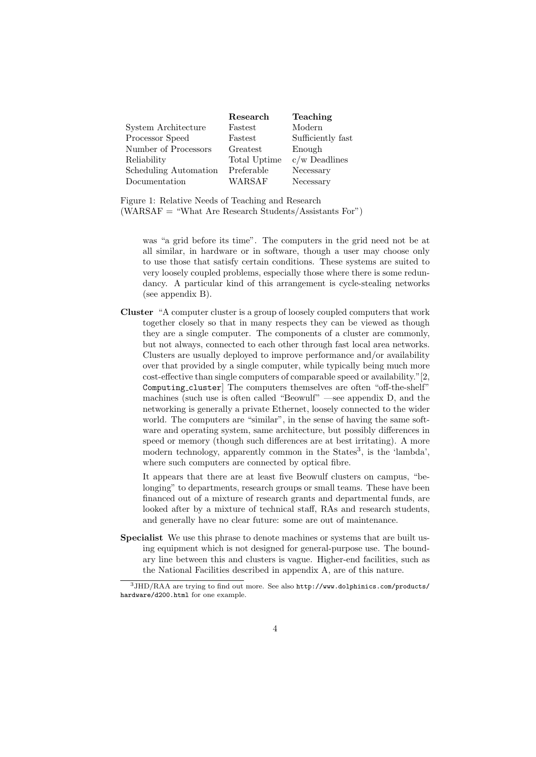| | **Research** | **Teaching** |
|---|---|---|
| System Architecture | Fastest | Modern |
| Processor Speed | Fastest | Sufficiently fast |
| Number of Processors | Greatest | Enough |
| Reliability | Total Uptime | c/w Deadlines |
| Scheduling Automation | Preferable | Necessary |
| Documentation | WARSAF | Necessary |

Figure 1: Relative Needs of Teaching and Research
(WARSAF = "What Are Research Students/Assistants For")

was "a grid before its time". The computers in the grid need not be at all similar, in hardware or in software, though a user may choose only to use those that satisfy certain conditions. These systems are suited to very loosely coupled problems, especially those where there is some redundancy. A particular kind of this arrangement is cycle-stealing networks (see appendix B).

**Cluster** "A computer cluster is a group of loosely coupled computers that work together closely so that in many respects they can be viewed as though they are a single computer. The components of a cluster are commonly, but not always, connected to each other through fast local area networks. Clusters are usually deployed to improve performance and/or availability over that provided by a single computer, while typically being much more cost-effective than single computers of comparable speed or availability."[2, `Computing_cluster`] The computers themselves are often "off-the-shelf" machines (such use is often called "Beowulf" —see appendix D, and the networking is generally a private Ethernet, loosely connected to the wider world. The computers are "similar", in the sense of having the same software and operating system, same architecture, but possibly differences in speed or memory (though such differences are at best irritating). A more modern technology, apparently common in the States[3], is the 'lambda', where such computers are connected by optical fibre.

It appears that there are at least five Beowulf clusters on campus, "belonging" to departments, research groups or small teams. These have been financed out of a mixture of research grants and departmental funds, are looked after by a mixture of technical staff, RAs and research students, and generally have no clear future: some are out of maintenance.

**Specialist** We use this phrase to denote machines or systems that are built using equipment which is not designed for general-purpose use. The boundary line between this and clusters is vague. Higher-end facilities, such as the National Facilities described in appendix A, are of this nature.

[3] JHD/RAA are trying to find out more. See also `http://www.dolphinics.com/products/hardware/d200.html` for one example.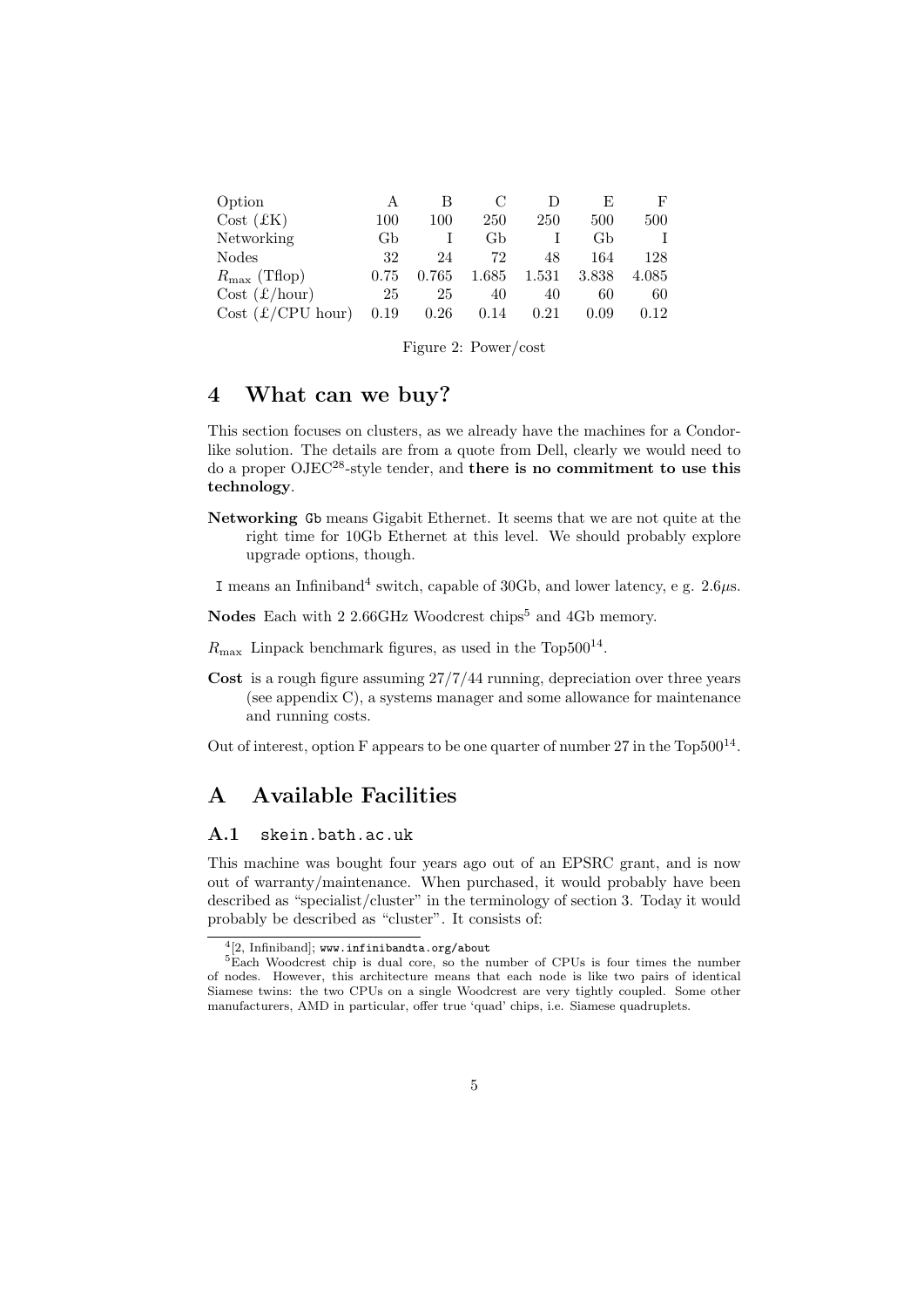| Option | A | B | C | D | E | F |
|---|---|---|---|---|---|---|
| Cost (£K) | 100 | 100 | 250 | 250 | 500 | 500 |
| Networking | Gb | I | Gb | I | Gb | I |
| Nodes | 32 | 24 | 72 | 48 | 164 | 128 |
| $R_{\max}$ (Tflop) | 0.75 | 0.765 | 1.685 | 1.531 | 3.838 | 4.085 |
| Cost (£/hour) | 25 | 25 | 40 | 40 | 60 | 60 |
| Cost (£/CPU hour) | 0.19 | 0.26 | 0.14 | 0.21 | 0.09 | 0.12 |

Figure 2: Power/cost

## 4 What can we buy?

This section focuses on clusters, as we already have the machines for a Condor-like solution. The details are from a quote from Dell, clearly we would need to do a proper OJEC[28]-style tender, and **there is no commitment to use this technology**.

**Networking** `Gb` means Gigabit Ethernet. It seems that we are not quite at the right time for 10Gb Ethernet at this level. We should probably explore upgrade options, though.

`I` means an Infiniband[4] switch, capable of 30Gb, and lower latency, e g. 2.6μs.

**Nodes** Each with 2 2.66GHz Woodcrest chips[5] and 4Gb memory.

$R_{\max}$ Linpack benchmark figures, as used in the Top500[14].

**Cost** is a rough figure assuming 27/7/44 running, depreciation over three years (see appendix C), a systems manager and some allowance for maintenance and running costs.

Out of interest, option F appears to be one quarter of number 27 in the Top500[14].

## A Available Facilities

### A.1 `skein.bath.ac.uk`

This machine was bought four years ago out of an EPSRC grant, and is now out of warranty/maintenance. When purchased, it would probably have been described as "specialist/cluster" in the terminology of section 3. Today it would probably be described as "cluster". It consists of:

---

[4] [2, Infiniband]; `www.infinibandta.org/about`

[5] Each Woodcrest chip is dual core, so the number of CPUs is four times the number of nodes. However, this architecture means that each node is like two pairs of identical Siamese twins: the two CPUs on a single Woodcrest are very tightly coupled. Some other manufacturers, AMD in particular, offer true 'quad' chips, i.e. Siamese quadruplets.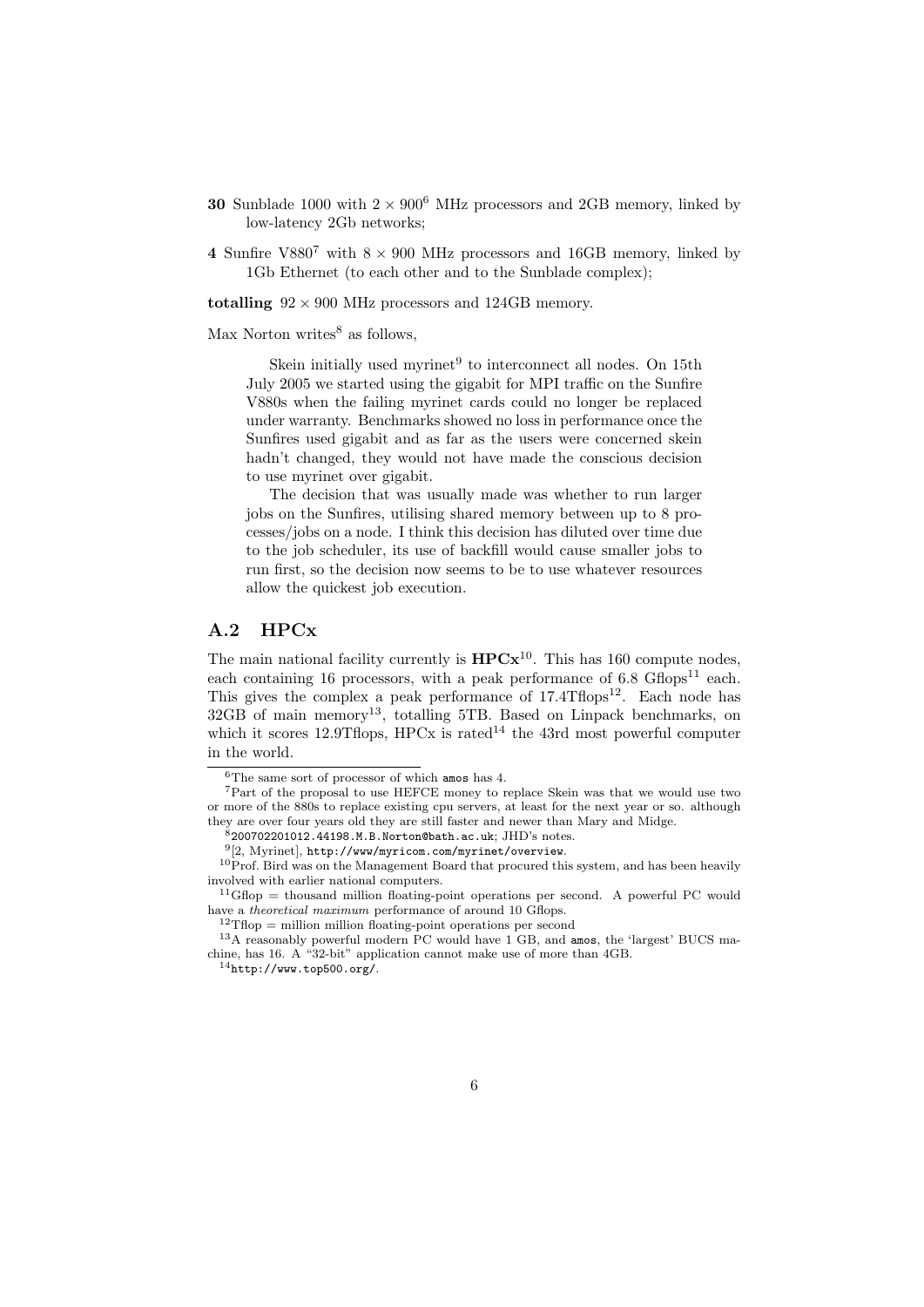**30** Sunblade 1000 with $2 \times 900$[6] MHz processors and 2GB memory, linked by low-latency 2Gb networks;

**4** Sunfire V880[7] with $8 \times 900$ MHz processors and 16GB memory, linked by 1Gb Ethernet (to each other and to the Sunblade complex);

**totalling** $92 \times 900$ MHz processors and 124GB memory.

Max Norton writes[8] as follows,

> Skein initially used myrinet[9] to interconnect all nodes. On 15th July 2005 we started using the gigabit for MPI traffic on the Sunfire V880s when the failing myrinet cards could no longer be replaced under warranty. Benchmarks showed no loss in performance once the Sunfires used gigabit and as far as the users were concerned skein hadn't changed, they would not have made the conscious decision to use myrinet over gigabit.
>
> The decision that was usually made was whether to run larger jobs on the Sunfires, utilising shared memory between up to 8 processes/jobs on a node. I think this decision has diluted over time due to the job scheduler, its use of backfill would cause smaller jobs to run first, so the decision now seems to be to use whatever resources allow the quickest job execution.

## A.2 HPCx

The main national facility currently is **HPCx**[10]. This has 160 compute nodes, each containing 16 processors, with a peak performance of 6.8 Gflops[11] each. This gives the complex a peak performance of 17.4Tflops[12]. Each node has 32GB of main memory[13], totalling 5TB. Based on Linpack benchmarks, on which it scores 12.9Tflops, HPCx is rated[14] the 43rd most powerful computer in the world.

---

[6] The same sort of processor of which `amos` has 4.

[7] Part of the proposal to use HEFCE money to replace Skein was that we would use two or more of the 880s to replace existing cpu servers, at least for the next year or so. although they are over four years old they are still faster and newer than Mary and Midge.

[8] `200702201012.44198.M.B.Norton@bath.ac.uk`; JHD's notes.

[9] [2, Myrinet], `http://www/myricom.com/myrinet/overview`.

[10] Prof. Bird was on the Management Board that procured this system, and has been heavily involved with earlier national computers.

[11] Gflop = thousand million floating-point operations per second. A powerful PC would have a *theoretical maximum* performance of around 10 Gflops.

[12] Tflop = million million floating-point operations per second

[13] A reasonably powerful modern PC would have 1 GB, and `amos`, the 'largest' BUCS machine, has 16. A "32-bit" application cannot make use of more than 4GB.

[14] `http://www.top500.org/`.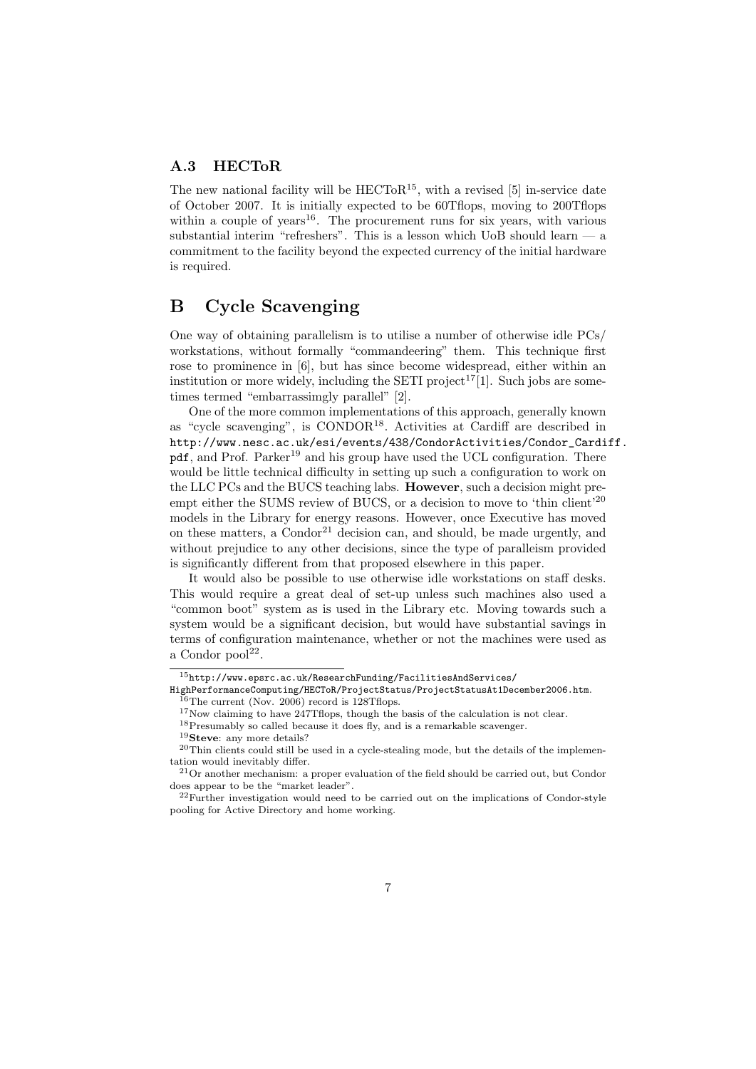### A.3 HECToR

The new national facility will be HECToR[15], with a revised [5] in-service date of October 2007. It is initially expected to be 60Tflops, moving to 200Tflops within a couple of years[16]. The procurement runs for six years, with various substantial interim "refreshers". This is a lesson which UoB should learn — a commitment to the facility beyond the expected currency of the initial hardware is required.

## B Cycle Scavenging

One way of obtaining parallelism is to utilise a number of otherwise idle PCs/ workstations, without formally "commandeering" them. This technique first rose to prominence in [6], but has since become widespread, either within an institution or more widely, including the SETI project[17][1]. Such jobs are sometimes termed "embarrassimgly parallel" [2].

One of the more common implementations of this approach, generally known as "cycle scavenging", is CONDOR[18]. Activities at Cardiff are described in `http://www.nesc.ac.uk/esi/events/438/CondorActivities/Condor_Cardiff.pdf`, and Prof. Parker[19] and his group have used the UCL configuration. There would be little technical difficulty in setting up such a configuration to work on the LLC PCs and the BUCS teaching labs. **However**, such a decision might preempt either the SUMS review of BUCS, or a decision to move to 'thin client'[20] models in the Library for energy reasons. However, once Executive has moved on these matters, a Condor[21] decision can, and should, be made urgently, and without prejudice to any other decisions, since the type of paralleism provided is significantly different from that proposed elsewhere in this paper.

It would also be possible to use otherwise idle workstations on staff desks. This would require a great deal of set-up unless such machines also used a "common boot" system as is used in the Library etc. Moving towards such a system would be a significant decision, but would have substantial savings in terms of configuration maintenance, whether or not the machines were used as a Condor pool[22].

---

[15] `http://www.epsrc.ac.uk/ResearchFunding/FacilitiesAndServices/HighPerformanceComputing/HECToR/ProjectStatus/ProjectStatusAt1December2006.htm`.

[16] The current (Nov. 2006) record is 128Tflops.

[17] Now claiming to have 247Tflops, though the basis of the calculation is not clear.

[18] Presumably so called because it does fly, and is a remarkable scavenger.

[19] **Steve**: any more details?

[20] Thin clients could still be used in a cycle-stealing mode, but the details of the implementation would inevitably differ.

[21] Or another mechanism: a proper evaluation of the field should be carried out, but Condor does appear to be the "market leader".

[22] Further investigation would need to be carried out on the implications of Condor-style pooling for Active Directory and home working.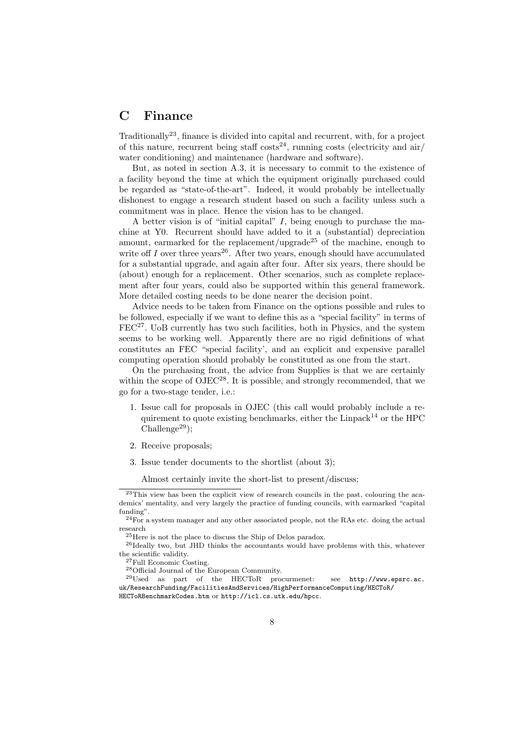# C Finance

Traditionally[23], finance is divided into capital and recurrent, with, for a project of this nature, recurrent being staff costs[24], running costs (electricity and air/water conditioning) and maintenance (hardware and software).

But, as noted in section A.3, it is necessary to commit to the existence of a facility beyond the time at which the equipment originally purchased could be regarded as "state-of-the-art". Indeed, it would probably be intellectually dishonest to engage a research student based on such a facility unless such a commitment was in place. Hence the vision has to be changed.

A better vision is of "initial capital" $I$, being enough to purchase the machine at Y0. Recurrent should have added to it a (substantial) depreciation amount, earmarked for the replacement/upgrade[25] of the machine, enough to write off $I$ over three years[26]. After two years, enough should have accumulated for a substantial upgrade, and again after four. After six years, there should be (about) enough for a replacement. Other scenarios, such as complete replacement after four years, could also be supported within this general framework. More detailed costing needs to be done nearer the decision point.

Advice needs to be taken from Finance on the options possible and rules to be followed, especially if we want to define this as a "special facility" in terms of FEC[27]. UoB currently has two such facilities, both in Physics, and the system seems to be working well. Apparently there are no rigid definitions of what constitutes an FEC "special facility', and an explicit and expensive parallel computing operation should probably be constituted as one from the start.

On the purchasing front, the advice from Supplies is that we are certainly within the scope of OJEC[28]. It is possible, and strongly recommended, that we go for a two-stage tender, i.e.:

1. Issue call for proposals in OJEC (this call would probably include a requirement to quote existing benchmarks, either the Linpack[14] or the HPC Challenge[29]);
2. Receive proposals;
3. Issue tender documents to the shortlist (about 3);

   Almost certainly invite the short-list to present/discuss;

---

[23] This view has been the explicit view of research councils in the past, colouring the academics' mentality, and very largely the practice of funding councils, with earmarked "capital funding".

[24] For a system manager and any other associated people, not the RAs etc. doing the actual research

[25] Here is not the place to discuss the Ship of Delos paradox.

[26] Ideally two, but JHD thinks the accountants would have problems with this, whatever the scientific validity.

[27] Full Economic Costing.

[28] Official Journal of the European Community.

[29] Used as part of the HECToR procurmenet: see http://www.epsrc.ac.uk/ResearchFunding/FacilitiesAndServices/HighPerformanceComputing/HECToR/HECToRBenchmarkCodes.htm or http://icl.cs.utk.edu/hpcc.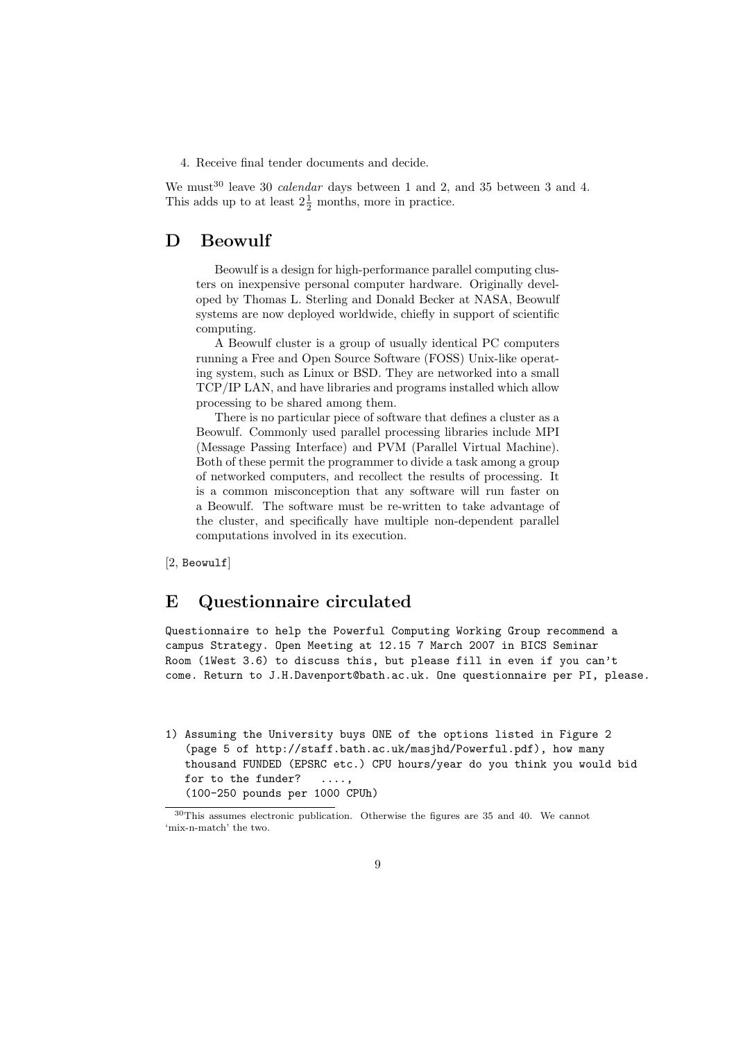4. Receive final tender documents and decide.

We must[30] leave 30 *calendar* days between 1 and 2, and 35 between 3 and 4. This adds up to at least $2\frac{1}{2}$ months, more in practice.

## D Beowulf

> Beowulf is a design for high-performance parallel computing clusters on inexpensive personal computer hardware. Originally developed by Thomas L. Sterling and Donald Becker at NASA, Beowulf systems are now deployed worldwide, chiefly in support of scientific computing.
>
> A Beowulf cluster is a group of usually identical PC computers running a Free and Open Source Software (FOSS) Unix-like operating system, such as Linux or BSD. They are networked into a small TCP/IP LAN, and have libraries and programs installed which allow processing to be shared among them.
>
> There is no particular piece of software that defines a cluster as a Beowulf. Commonly used parallel processing libraries include MPI (Message Passing Interface) and PVM (Parallel Virtual Machine). Both of these permit the programmer to divide a task among a group of networked computers, and recollect the results of processing. It is a common misconception that any software will run faster on a Beowulf. The software must be re-written to take advantage of the cluster, and specifically have multiple non-dependent parallel computations involved in its execution.

[2, `Beowulf`]

## E Questionnaire circulated

```
Questionnaire to help the Powerful Computing Working Group recommend a
campus Strategy. Open Meeting at 12.15 7 March 2007 in BICS Seminar
Room (1West 3.6) to discuss this, but please fill in even if you can't
come. Return to J.H.Davenport@bath.ac.uk. One questionnaire per PI, please.


1) Assuming the University buys ONE of the options listed in Figure 2
   (page 5 of http://staff.bath.ac.uk/masjhd/Powerful.pdf), how many
   thousand FUNDED (EPSRC etc.) CPU hours/year do you think you would bid
   for to the funder?   ....,
   (100-250 pounds per 1000 CPUh)
```

[30] This assumes electronic publication. Otherwise the figures are 35 and 40. We cannot 'mix-n-match' the two.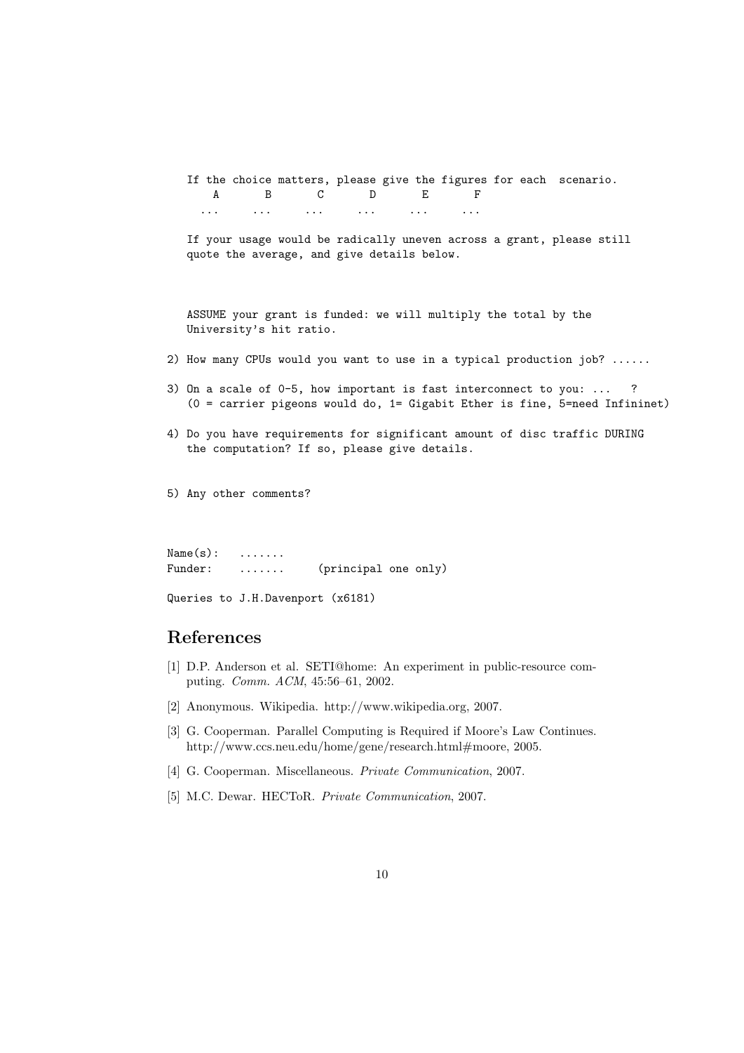```
   If the choice matters, please give the figures for each  scenario.
       A       B       C       D       E       F
      ...     ...     ...     ...     ...     ...

   If your usage would be radically uneven across a grant, please still
   quote the average, and give details below.



   ASSUME your grant is funded: we will multiply the total by the
   University's hit ratio.

2) How many CPUs would you want to use in a typical production job? ......

3) On a scale of 0-5, how important is fast interconnect to you: ...   ?
   (0 = carrier pigeons would do, 1= Gigabit Ether is fine, 5=need Infininet)

4) Do you have requirements for significant amount of disc traffic DURING
   the computation? If so, please give details.


5) Any other comments?



Name(s):   .......
Funder:    .......     (principal one only)

Queries to J.H.Davenport (x6181)
```

## References

[1] D.P. Anderson et al. SETI@home: An experiment in public-resource computing. *Comm. ACM*, 45:56–61, 2002.

[2] Anonymous. Wikipedia. http://www.wikipedia.org, 2007.

[3] G. Cooperman. Parallel Computing is Required if Moore's Law Continues. http://www.ccs.neu.edu/home/gene/research.html#moore, 2005.

[4] G. Cooperman. Miscellaneous. *Private Communication*, 2007.

[5] M.C. Dewar. HECToR. *Private Communication*, 2007.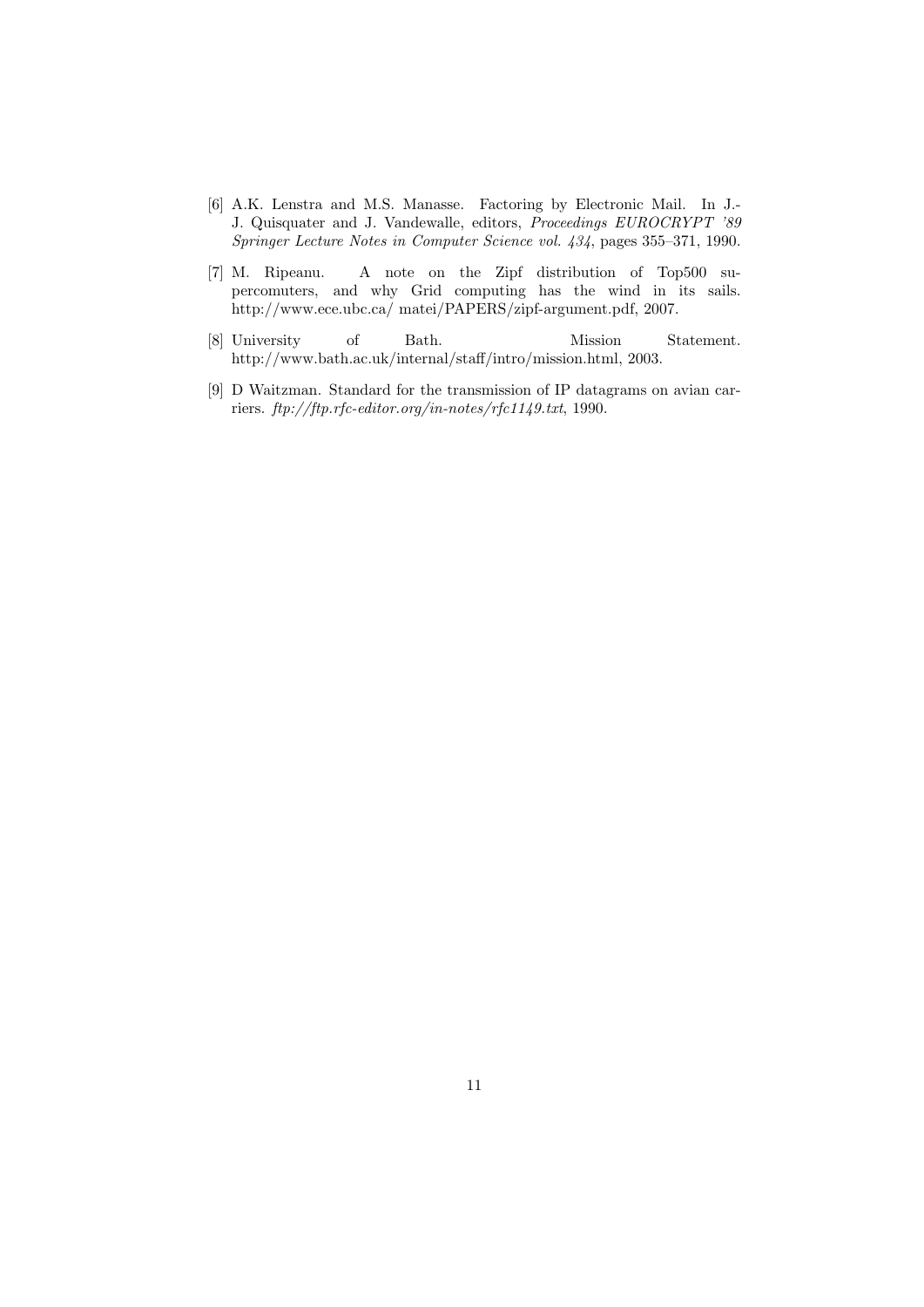[6] A.K. Lenstra and M.S. Manasse. Factoring by Electronic Mail. In J.-J. Quisquater and J. Vandewalle, editors, *Proceedings EUROCRYPT '89 Springer Lecture Notes in Computer Science vol. 434*, pages 355–371, 1990.

[7] M. Ripeanu. A note on the Zipf distribution of Top500 supercomuters, and why Grid computing has the wind in its sails. http://www.ece.ubc.ca/ matei/PAPERS/zipf-argument.pdf, 2007.

[8] University of Bath. Mission Statement. http://www.bath.ac.uk/internal/staff/intro/mission.html, 2003.

[9] D Waitzman. Standard for the transmission of IP datagrams on avian carriers. *ftp://ftp.rfc-editor.org/in-notes/rfc1149.txt*, 1990.